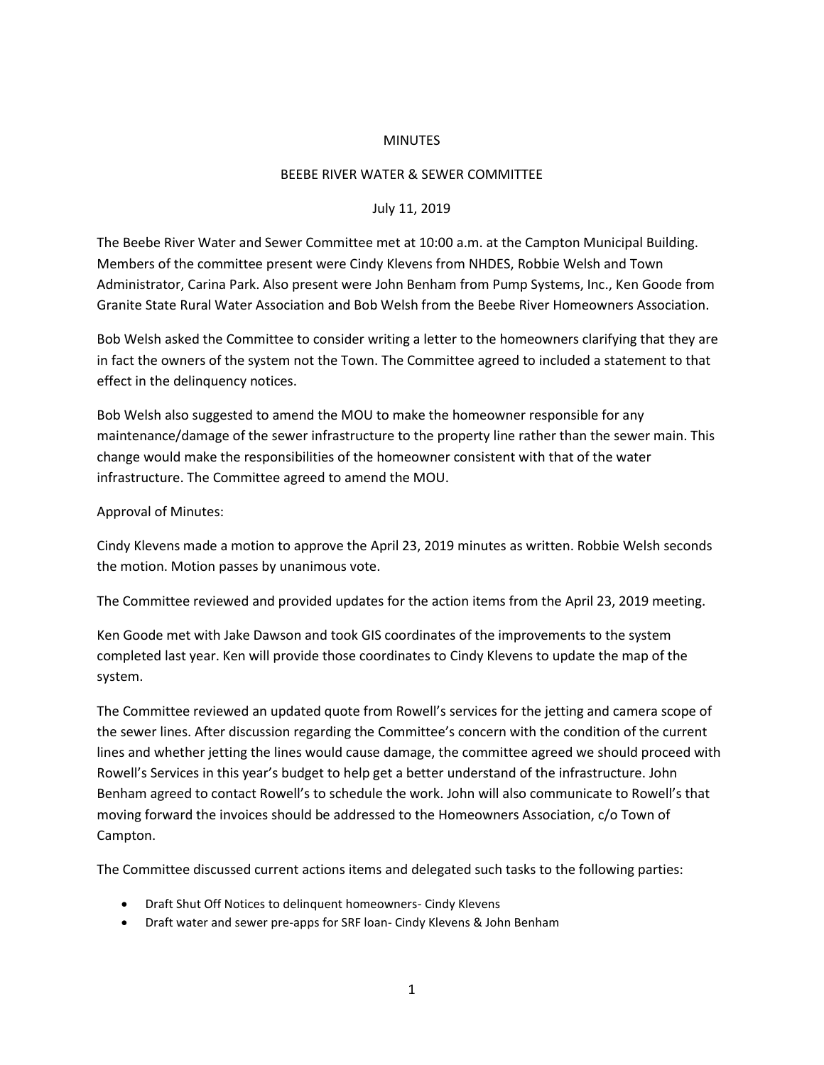# MINUTES

## BEEBE RIVER WATER & SEWER COMMITTEE

July 11, 2019

The Beebe River Water and Sewer Committee met at 10:00 a.m. at the Campton Municipal Building. Members of the committee present were Cindy Klevens from NHDES, Robbie Welsh and Town Administrator, Carina Park. Also present were John Benham from Pump Systems, Inc., Ken Goode from Granite State Rural Water Association and Bob Welsh from the Beebe River Homeowners Association.

Bob Welsh asked the Committee to consider writing a letter to the homeowners clarifying that they are in fact the owners of the system not the Town. The Committee agreed to included a statement to that effect in the delinquency notices.

Bob Welsh also suggested to amend the MOU to make the homeowner responsible for any maintenance/damage of the sewer infrastructure to the property line rather than the sewer main. This change would make the responsibilities of the homeowner consistent with that of the water infrastructure. The Committee agreed to amend the MOU.

Approval of Minutes:

Cindy Klevens made a motion to approve the April 23, 2019 minutes as written. Robbie Welsh seconds the motion. Motion passes by unanimous vote.

The Committee reviewed and provided updates for the action items from the April 23, 2019 meeting.

Ken Goode met with Jake Dawson and took GIS coordinates of the improvements to the system completed last year. Ken will provide those coordinates to Cindy Klevens to update the map of the system.

The Committee reviewed an updated quote from Rowell's services for the jetting and camera scope of the sewer lines. After discussion regarding the Committee's concern with the condition of the current lines and whether jetting the lines would cause damage, the committee agreed we should proceed with Rowell's Services in this year's budget to help get a better understand of the infrastructure. John Benham agreed to contact Rowell's to schedule the work. John will also communicate to Rowell's that moving forward the invoices should be addressed to the Homeowners Association, c/o Town of Campton.

The Committee discussed current actions items and delegated such tasks to the following parties:

- Draft Shut Off Notices to delinquent homeowners- Cindy Klevens
- Draft water and sewer pre-apps for SRF loan- Cindy Klevens & John Benham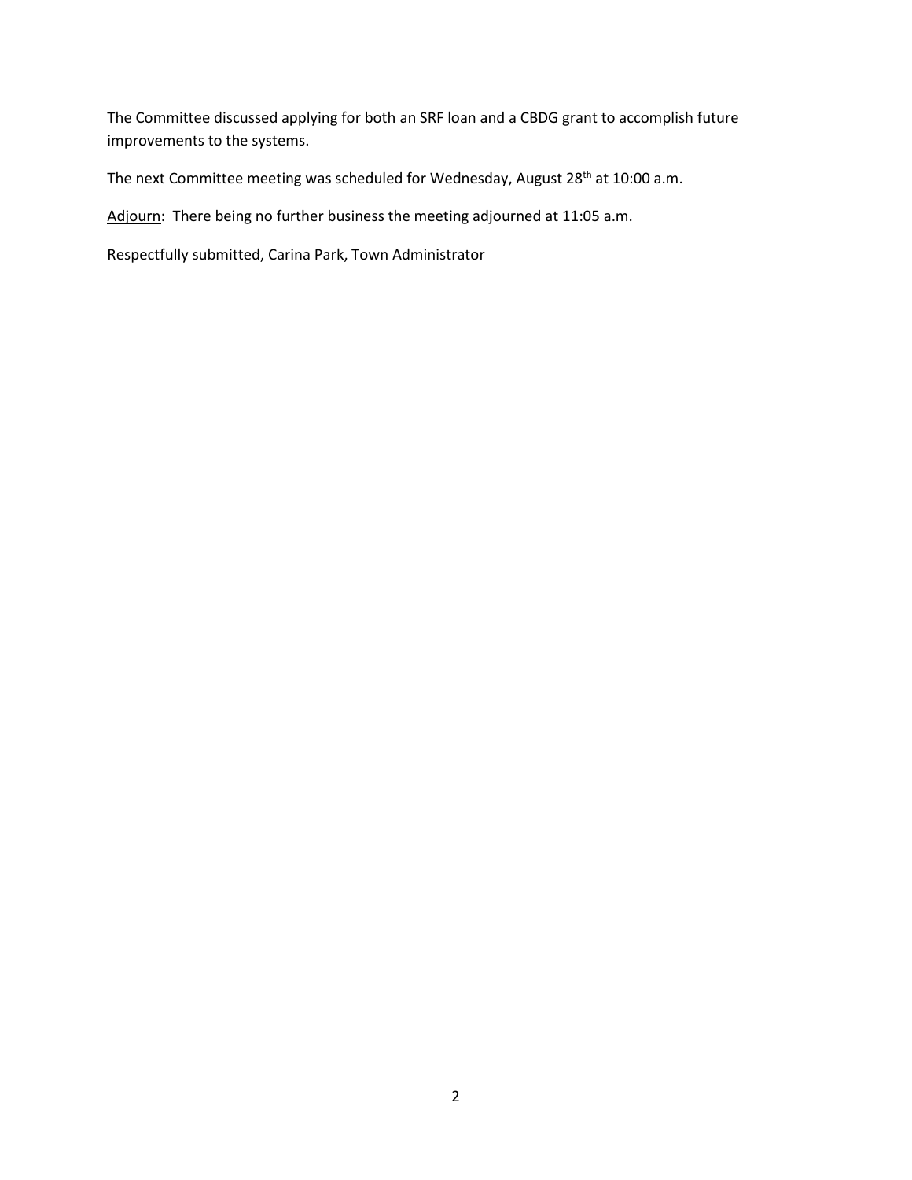The Committee discussed applying for both an SRF loan and a CBDG grant to accomplish future improvements to the systems.

The next Committee meeting was scheduled for Wednesday, August 28th at 10:00 a.m.

<u>Adjourn</u>: There being no further business the meeting adjourned at 11:05 a.m.

Respectfully submitted, Carina Park, Town Administrator